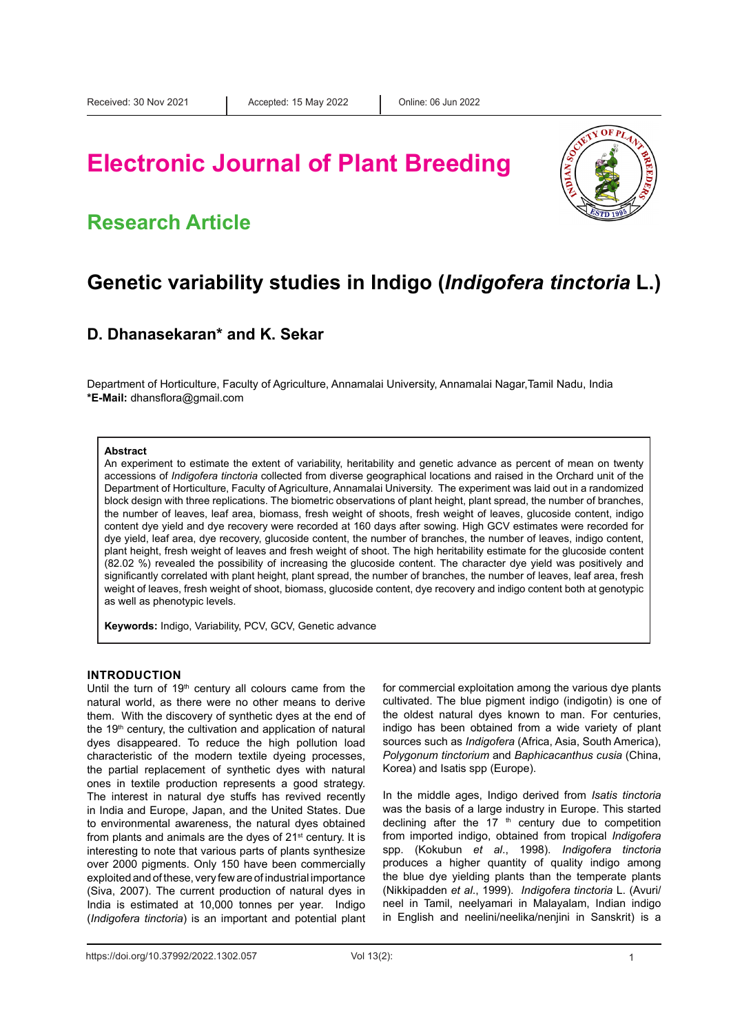Received: 30 Nov 2021 | Accepted: 15 May 2022 | Online: 06 Jun 2022

# Electronic Journal of Plant Breeding

## Research Article

# Genetic variability studies in Indigo (*Indigofera tinctoria* L.)

### D. Dhanasekaran* and K. Sekar

Department of Horticulture, Faculty of Agriculture, Annamalai University, Annamalai Nagar,Tamil Nadu, India
**\*E-Mail:** dhansflora@gmail.com

**Abstract**

An experiment to estimate the extent of variability, heritability and genetic advance as percent of mean on twenty accessions of *Indigofera tinctoria* collected from diverse geographical locations and raised in the Orchard unit of the Department of Horticulture, Faculty of Agriculture, Annamalai University. The experiment was laid out in a randomized block design with three replications. The biometric observations of plant height, plant spread, the number of branches, the number of leaves, leaf area, biomass, fresh weight of shoots, fresh weight of leaves, glucoside content, indigo content dye yield and dye recovery were recorded at 160 days after sowing. High GCV estimates were recorded for dye yield, leaf area, dye recovery, glucoside content, the number of branches, the number of leaves, indigo content, plant height, fresh weight of leaves and fresh weight of shoot. The high heritability estimate for the glucoside content (82.02 %) revealed the possibility of increasing the glucoside content. The character dye yield was positively and significantly correlated with plant height, plant spread, the number of branches, the number of leaves, leaf area, fresh weight of leaves, fresh weight of shoot, biomass, glucoside content, dye recovery and indigo content both at genotypic as well as phenotypic levels.

**Keywords:** Indigo, Variability, PCV, GCV, Genetic advance

## INTRODUCTION

Until the turn of 19th century all colours came from the natural world, as there were no other means to derive them. With the discovery of synthetic dyes at the end of the 19th century, the cultivation and application of natural dyes disappeared. To reduce the high pollution load characteristic of the modern textile dyeing processes, the partial replacement of synthetic dyes with natural ones in textile production represents a good strategy. The interest in natural dye stuffs has revived recently in India and Europe, Japan, and the United States. Due to environmental awareness, the natural dyes obtained from plants and animals are the dyes of 21st century. It is interesting to note that various parts of plants synthesize over 2000 pigments. Only 150 have been commercially exploited and of these, very few are of industrial importance (Siva, 2007). The current production of natural dyes in India is estimated at 10,000 tonnes per year. Indigo (*Indigofera tinctoria*) is an important and potential plant for commercial exploitation among the various dye plants cultivated. The blue pigment indigo (indigotin) is one of the oldest natural dyes known to man. For centuries, indigo has been obtained from a wide variety of plant sources such as *Indigofera* (Africa, Asia, South America), *Polygonum tinctorium* and *Baphicacanthus cusia* (China, Korea) and Isatis spp (Europe).

In the middle ages, Indigo derived from *Isatis tinctoria* was the basis of a large industry in Europe. This started declining after the 17 th century due to competition from imported indigo, obtained from tropical *Indigofera* spp. (Kokubun *et al*., 1998). *Indigofera tinctoria* produces a higher quantity of quality indigo among the blue dye yielding plants than the temperate plants (Nikkipadden *et al*., 1999). *Indigofera tinctoria* L. (Avuri/ neel in Tamil, neelyamari in Malayalam, Indian indigo in English and neelini/neelika/nenjini in Sanskrit) is a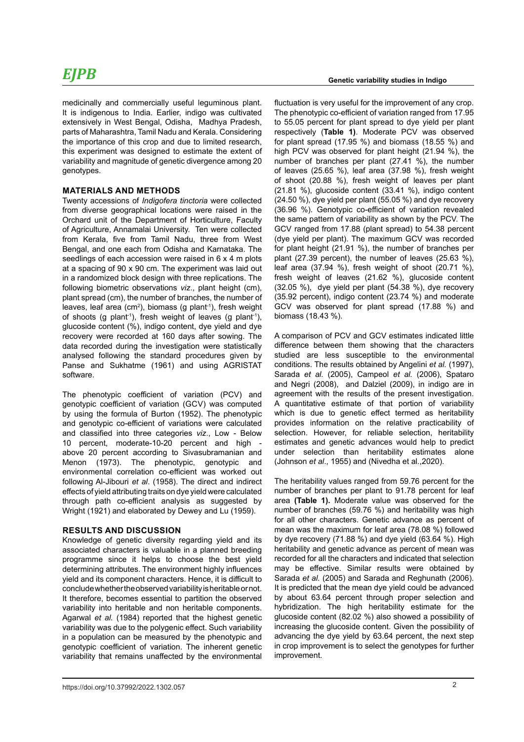medicinally and commercially useful leguminous plant. It is indigenous to India. Earlier, indigo was cultivated extensively in West Bengal, Odisha, Madhya Pradesh, parts of Maharashtra, Tamil Nadu and Kerala. Considering the importance of this crop and due to limited research, this experiment was designed to estimate the extent of variability and magnitude of genetic divergence among 20 genotypes.

## MATERIALS AND METHODS

Twenty accessions of *Indigofera tinctoria* were collected from diverse geographical locations were raised in the Orchard unit of the Department of Horticulture, Faculty of Agriculture, Annamalai University. Ten were collected from Kerala, five from Tamil Nadu, three from West Bengal, and one each from Odisha and Karnataka. The seedlings of each accession were raised in 6 x 4 m plots at a spacing of 90 x 90 cm. The experiment was laid out in a randomized block design with three replications. The following biometric observations *viz*., plant height (cm), plant spread (cm), the number of branches, the number of leaves, leaf area ($cm^2$), biomass (g $plant^{-1}$), fresh weight of shoots (g $plant^{-1}$), fresh weight of leaves (g $plant^{-1}$), glucoside content (%), indigo content, dye yield and dye recovery were recorded at 160 days after sowing. The data recorded during the investigation were statistically analysed following the standard procedures given by Panse and Sukhatme (1961) and using AGRISTAT software.

The phenotypic coefficient of variation (PCV) and genotypic coefficient of variation (GCV) was computed by using the formula of Burton (1952). The phenotypic and genotypic co-efficient of variations were calculated and classified into three categories *viz*., Low - Below 10 percent, moderate-10-20 percent and high - above 20 percent according to Sivasubramanian and Menon (1973). The phenotypic, genotypic and environmental correlation co-efficient was worked out following Al-Jibouri *et al*. (1958). The direct and indirect effects of yield attributing traits on dye yield were calculated through path co-efficient analysis as suggested by Wright (1921) and elaborated by Dewey and Lu (1959).

## RESULTS AND DISCUSSION

Knowledge of genetic diversity regarding yield and its associated characters is valuable in a planned breeding programme since it helps to choose the best yield determining attributes. The environment highly influences yield and its component characters. Hence, it is difficult to conclude whether the observed variability is heritable or not. It therefore, becomes essential to partition the observed variability into heritable and non heritable components. Agarwal *et al.* (1984) reported that the highest genetic variability was due to the polygenic effect. Such variability in a population can be measured by the phenotypic and genotypic coefficient of variation. The inherent genetic variability that remains unaffected by the environmental fluctuation is very useful for the improvement of any crop. The phenotypic co-efficient of variation ranged from 17.95 to 55.05 percent for plant spread to dye yield per plant respectively (**Table 1)**. Moderate PCV was observed for plant spread (17.95 %) and biomass (18.55 %) and high PCV was observed for plant height (21.94 %), the number of branches per plant (27.41 %), the number of leaves (25.65 %), leaf area (37.98 %), fresh weight of shoot (20.88 %), fresh weight of leaves per plant (21.81 %), glucoside content (33.41 %), indigo content (24.50 %), dye yield per plant (55.05 %) and dye recovery (36.96 %). Genotypic co-efficient of variation revealed the same pattern of variability as shown by the PCV. The GCV ranged from 17.88 (plant spread) to 54.38 percent (dye yield per plant). The maximum GCV was recorded for plant height (21.91 %), the number of branches per plant (27.39 percent), the number of leaves (25.63 %), leaf area (37.94 %), fresh weight of shoot (20.71 %), fresh weight of leaves (21.62 %), glucoside content (32.05 %), dye yield per plant (54.38 %), dye recovery (35.92 percent), indigo content (23.74 %) and moderate GCV was observed for plant spread (17.88 %) and biomass (18.43 %).

A comparison of PCV and GCV estimates indicated little difference between them showing that the characters studied are less susceptible to the environmental conditions. The results obtained by Angelini *et al.* (1997), Sarada *et al.* (2005), Campeol *et al.* (2006), Spataro and Negri (2008), and Dalziel (2009), in indigo are in agreement with the results of the present investigation. A quantitative estimate of that portion of variability which is due to genetic effect termed as heritability provides information on the relative practicability of selection. However, for reliable selection, heritability estimates and genetic advances would help to predict under selection than heritability estimates alone (Johnson *et al*., 1955) and (Nivedha et al.,2020).

The heritability values ranged from 59.76 percent for the number of branches per plant to 91.78 percent for leaf area **(Table 1).** Moderate value was observed for the number of branches (59.76 %) and heritability was high for all other characters. Genetic advance as percent of mean was the maximum for leaf area (78.08 %) followed by dye recovery (71.88 %) and dye yield (63.64 %). High heritability and genetic advance as percent of mean was recorded for all the characters and indicated that selection may be effective. Similar results were obtained by Sarada *et al.* (2005) and Sarada and Reghunath (2006). It is predicted that the mean dye yield could be advanced by about 63.64 percent through proper selection and hybridization. The high heritability estimate for the glucoside content (82.02 %) also showed a possibility of increasing the glucoside content. Given the possibility of advancing the dye yield by 63.64 percent, the next step in crop improvement is to select the genotypes for further improvement.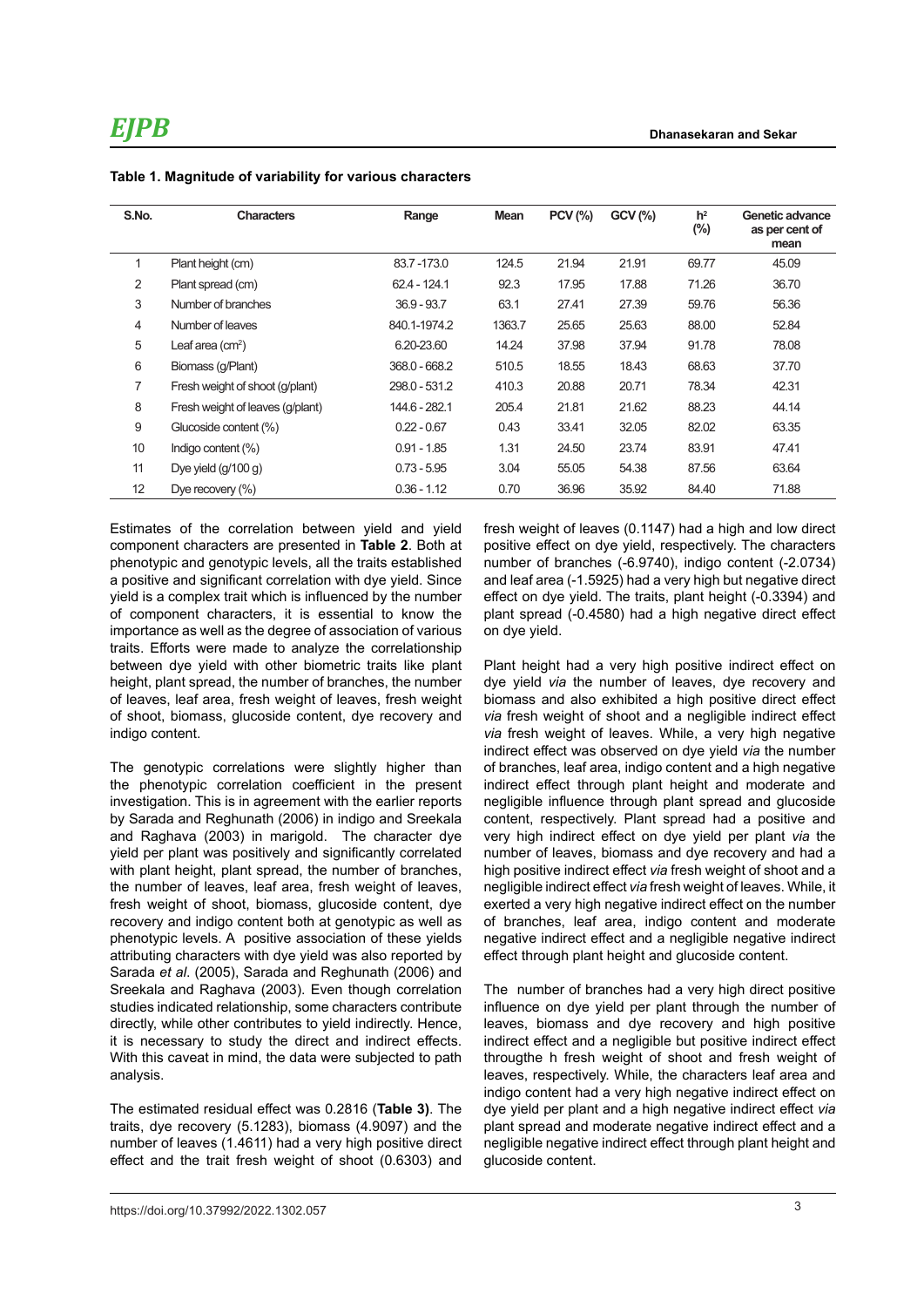**Table 1. Magnitude of variability for various characters**

| S.No. | Characters | Range | Mean | PCV (%) | GCV (%) | $h^2$ (%) | Genetic advance as per cent of mean |
|---|---|---|---|---|---|---|---|
| 1 | Plant height (cm) | 83.7 -173.0 | 124.5 | 21.94 | 21.91 | 69.77 | 45.09 |
| 2 | Plant spread (cm) | 62.4 - 124.1 | 92.3 | 17.95 | 17.88 | 71.26 | 36.70 |
| 3 | Number of branches | 36.9 - 93.7 | 63.1 | 27.41 | 27.39 | 59.76 | 56.36 |
| 4 | Number of leaves | 840.1-1974.2 | 1363.7 | 25.65 | 25.63 | 88.00 | 52.84 |
| 5 | Leaf area ($cm^2$) | 6.20-23.60 | 14.24 | 37.98 | 37.94 | 91.78 | 78.08 |
| 6 | Biomass (g/Plant) | 368.0 - 668.2 | 510.5 | 18.55 | 18.43 | 68.63 | 37.70 |
| 7 | Fresh weight of shoot (g/plant) | 298.0 - 531.2 | 410.3 | 20.88 | 20.71 | 78.34 | 42.31 |
| 8 | Fresh weight of leaves (g/plant) | 144.6 - 282.1 | 205.4 | 21.81 | 21.62 | 88.23 | 44.14 |
| 9 | Glucoside content (%) | 0.22 - 0.67 | 0.43 | 33.41 | 32.05 | 82.02 | 63.35 |
| 10 | Indigo content (%) | 0.91 - 1.85 | 1.31 | 24.50 | 23.74 | 83.91 | 47.41 |
| 11 | Dye yield (g/100 g) | 0.73 - 5.95 | 3.04 | 55.05 | 54.38 | 87.56 | 63.64 |
| 12 | Dye recovery (%) | 0.36 - 1.12 | 0.70 | 36.96 | 35.92 | 84.40 | 71.88 |

Estimates of the correlation between yield and yield component characters are presented in **Table 2**. Both at phenotypic and genotypic levels, all the traits established a positive and significant correlation with dye yield. Since yield is a complex trait which is influenced by the number of component characters, it is essential to know the importance as well as the degree of association of various traits. Efforts were made to analyze the correlationship between dye yield with other biometric traits like plant height, plant spread, the number of branches, the number of leaves, leaf area, fresh weight of leaves, fresh weight of shoot, biomass, glucoside content, dye recovery and indigo content.

The genotypic correlations were slightly higher than the phenotypic correlation coefficient in the present investigation. This is in agreement with the earlier reports by Sarada and Reghunath (2006) in indigo and Sreekala and Raghava (2003) in marigold. The character dye yield per plant was positively and significantly correlated with plant height, plant spread, the number of branches, the number of leaves, leaf area, fresh weight of leaves, fresh weight of shoot, biomass, glucoside content, dye recovery and indigo content both at genotypic as well as phenotypic levels. A positive association of these yields attributing characters with dye yield was also reported by Sarada *et al*. (2005), Sarada and Reghunath (2006) and Sreekala and Raghava (2003). Even though correlation studies indicated relationship, some characters contribute directly, while other contributes to yield indirectly. Hence, it is necessary to study the direct and indirect effects. With this caveat in mind, the data were subjected to path analysis.

The estimated residual effect was 0.2816 (**Table 3)**. The traits, dye recovery (5.1283), biomass (4.9097) and the number of leaves (1.4611) had a very high positive direct effect and the trait fresh weight of shoot (0.6303) and fresh weight of leaves (0.1147) had a high and low direct positive effect on dye yield, respectively. The characters number of branches (-6.9740), indigo content (-2.0734) and leaf area (-1.5925) had a very high but negative direct effect on dye yield. The traits, plant height (-0.3394) and plant spread (-0.4580) had a high negative direct effect on dye yield.

Plant height had a very high positive indirect effect on dye yield *via* the number of leaves, dye recovery and biomass and also exhibited a high positive direct effect *via* fresh weight of shoot and a negligible indirect effect *via* fresh weight of leaves. While, a very high negative indirect effect was observed on dye yield *via* the number of branches, leaf area, indigo content and a high negative indirect effect through plant height and moderate and negligible influence through plant spread and glucoside content, respectively. Plant spread had a positive and very high indirect effect on dye yield per plant *via* the number of leaves, biomass and dye recovery and had a high positive indirect effect *via* fresh weight of shoot and a negligible indirect effect *via* fresh weight of leaves. While, it exerted a very high negative indirect effect on the number of branches, leaf area, indigo content and moderate negative indirect effect and a negligible negative indirect effect through plant height and glucoside content.

The number of branches had a very high direct positive influence on dye yield per plant through the number of leaves, biomass and dye recovery and high positive indirect effect and a negligible but positive indirect effect througthe h fresh weight of shoot and fresh weight of leaves, respectively. While, the characters leaf area and indigo content had a very high negative indirect effect on dye yield per plant and a high negative indirect effect *via* plant spread and moderate negative indirect effect and a negligible negative indirect effect through plant height and glucoside content.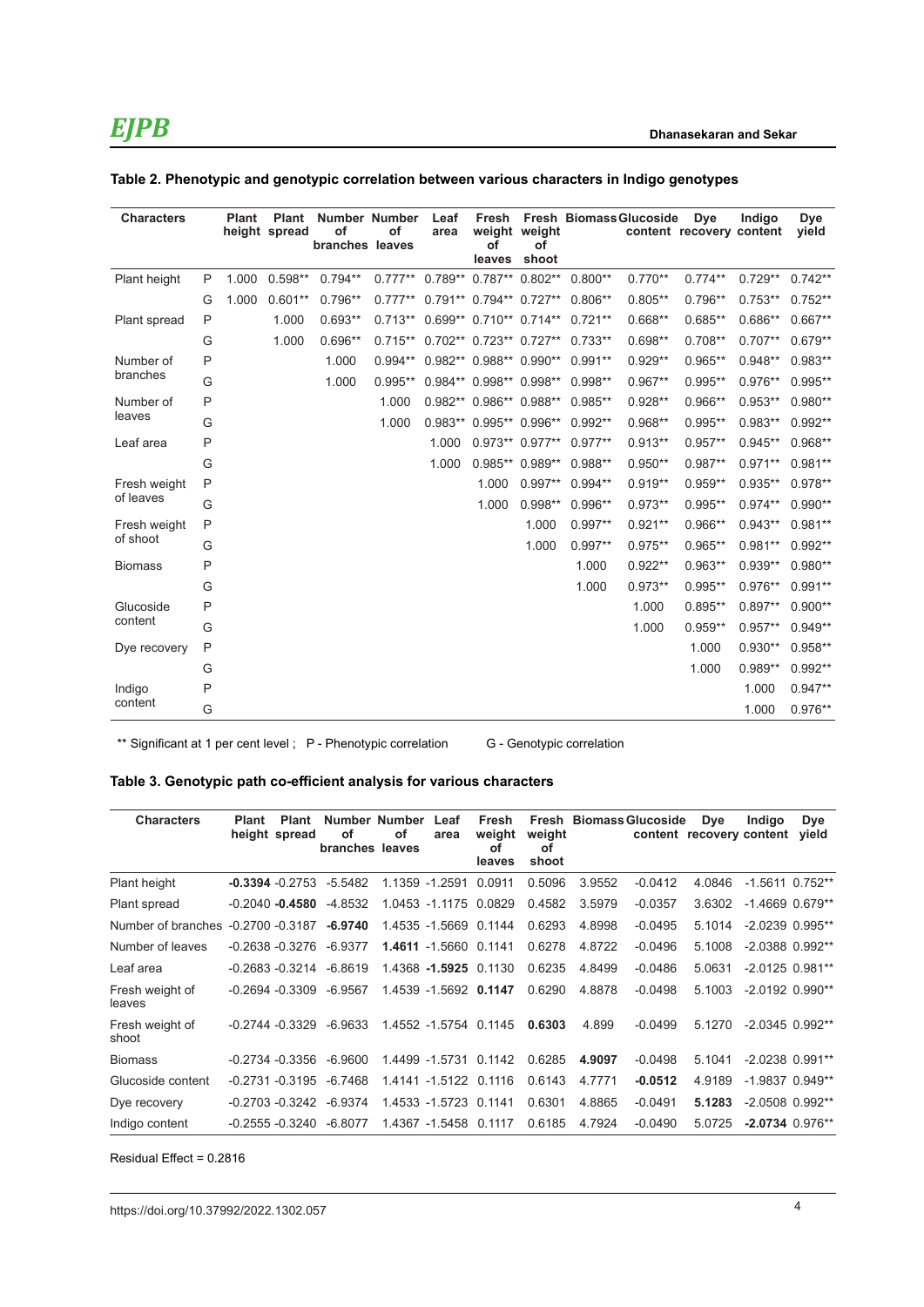**Table 2. Phenotypic and genotypic correlation between various characters in Indigo genotypes**

| Characters | | Plant height | Plant spread | Number of branches | Number of leaves | Leaf area | Fresh weight of leaves | Fresh weight of shoot | Biomass | Glucoside content | Dye recovery | Indigo content | Dye yield |
|---|---|---|---|---|---|---|---|---|---|---|---|---|---|
| Plant height | P | 1.000 | 0.598** | 0.794** | 0.777** | 0.789** | 0.787** | 0.802** | 0.800** | 0.770** | 0.774** | 0.729** | 0.742** |
| | G | 1.000 | 0.601** | 0.796** | 0.777** | 0.791** | 0.794** | 0.727** | 0.806** | 0.805** | 0.796** | 0.753** | 0.752** |
| Plant spread | P | | 1.000 | 0.693** | 0.713** | 0.699** | 0.710** | 0.714** | 0.721** | 0.668** | 0.685** | 0.686** | 0.667** |
| | G | | 1.000 | 0.696** | 0.715** | 0.702** | 0.723** | 0.727** | 0.733** | 0.698** | 0.708** | 0.707** | 0.679** |
| Number of branches | P | | | 1.000 | 0.994** | 0.982** | 0.988** | 0.990** | 0.991** | 0.929** | 0.965** | 0.948** | 0.983** |
| | G | | | 1.000 | 0.995** | 0.984** | 0.998** | 0.998** | 0.998** | 0.967** | 0.995** | 0.976** | 0.995** |
| Number of leaves | P | | | | 1.000 | 0.982** | 0.986** | 0.988** | 0.985** | 0.928** | 0.966** | 0.953** | 0.980** |
| | G | | | | 1.000 | 0.983** | 0.995** | 0.996** | 0.992** | 0.968** | 0.995** | 0.983** | 0.992** |
| Leaf area | P | | | | | 1.000 | 0.973** | 0.977** | 0.977** | 0.913** | 0.957** | 0.945** | 0.968** |
| | G | | | | | 1.000 | 0.985** | 0.989** | 0.988** | 0.950** | 0.987** | 0.971** | 0.981** |
| Fresh weight of leaves | P | | | | | | 1.000 | 0.997** | 0.994** | 0.919** | 0.959** | 0.935** | 0.978** |
| | G | | | | | | 1.000 | 0.998** | 0.996** | 0.973** | 0.995** | 0.974** | 0.990** |
| Fresh weight of shoot | P | | | | | | | 1.000 | 0.997** | 0.921** | 0.966** | 0.943** | 0.981** |
| | G | | | | | | | 1.000 | 0.997** | 0.975** | 0.965** | 0.981** | 0.992** |
| Biomass | P | | | | | | | | 1.000 | 0.922** | 0.963** | 0.939** | 0.980** |
| | G | | | | | | | | 1.000 | 0.973** | 0.995** | 0.976** | 0.991** |
| Glucoside content | P | | | | | | | | | 1.000 | 0.895** | 0.897** | 0.900** |
| | G | | | | | | | | | 1.000 | 0.959** | 0.957** | 0.949** |
| Dye recovery | P | | | | | | | | | | 1.000 | 0.930** | 0.958** |
| | G | | | | | | | | | | 1.000 | 0.989** | 0.992** |
| Indigo content | P | | | | | | | | | | | 1.000 | 0.947** |
| | G | | | | | | | | | | | 1.000 | 0.976** |

** Significant at 1 per cent level ; P - Phenotypic correlation G - Genotypic correlation

**Table 3. Genotypic path co-efficient analysis for various characters**

| Characters | Plant height | Plant spread | Number of branches | Number of leaves | Leaf area | Fresh weight of leaves | Fresh weight of shoot | Biomass | Glucoside content | Dye recovery | Indigo content | Dye yield |
|---|---|---|---|---|---|---|---|---|---|---|---|---|
| Plant height | **-0.3394** | -0.2753 | -5.5482 | 1.1359 | -1.2591 | 0.0911 | 0.5096 | 3.9552 | -0.0412 | 4.0846 | -1.5611 | 0.752** |
| Plant spread | -0.2040 | **-0.4580** | -4.8532 | 1.0453 | -1.1175 | 0.0829 | 0.4582 | 3.5979 | -0.0357 | 3.6302 | -1.4669 | 0.679** |
| Number of branches | -0.2700 | -0.3187 | **-6.9740** | 1.4535 | -1.5669 | 0.1144 | 0.6293 | 4.8998 | -0.0495 | 5.1014 | -2.0239 | 0.995** |
| Number of leaves | -0.2638 | -0.3276 | -6.9377 | **1.4611** | -1.5660 | 0.1141 | 0.6278 | 4.8722 | -0.0496 | 5.1008 | -2.0388 | 0.992** |
| Leaf area | -0.2683 | -0.3214 | -6.8619 | 1.4368 | **-1.5925** | 0.1130 | 0.6235 | 4.8499 | -0.0486 | 5.0631 | -2.0125 | 0.981** |
| Fresh weight of leaves | -0.2694 | -0.3309 | -6.9567 | 1.4539 | -1.5692 | **0.1147** | 0.6290 | 4.8878 | -0.0498 | 5.1003 | -2.0192 | 0.990** |
| Fresh weight of shoot | -0.2744 | -0.3329 | -6.9633 | 1.4552 | -1.5754 | 0.1145 | **0.6303** | 4.899 | -0.0499 | 5.1270 | -2.0345 | 0.992** |
| Biomass | -0.2734 | -0.3356 | -6.9600 | 1.4499 | -1.5731 | 0.1142 | 0.6285 | **4.9097** | -0.0498 | 5.1041 | -2.0238 | 0.991** |
| Glucoside content | -0.2731 | -0.3195 | -6.7468 | 1.4141 | -1.5122 | 0.1116 | 0.6143 | 4.7771 | **-0.0512** | 4.9189 | -1.9837 | 0.949** |
| Dye recovery | -0.2703 | -0.3242 | -6.9374 | 1.4533 | -1.5723 | 0.1141 | 0.6301 | 4.8865 | -0.0491 | **5.1283** | -2.0508 | 0.992** |
| Indigo content | -0.2555 | -0.3240 | -6.8077 | 1.4367 | -1.5458 | 0.1117 | 0.6185 | 4.7924 | -0.0490 | 5.0725 | **-2.0734** | 0.976** |

Residual Effect = 0.2816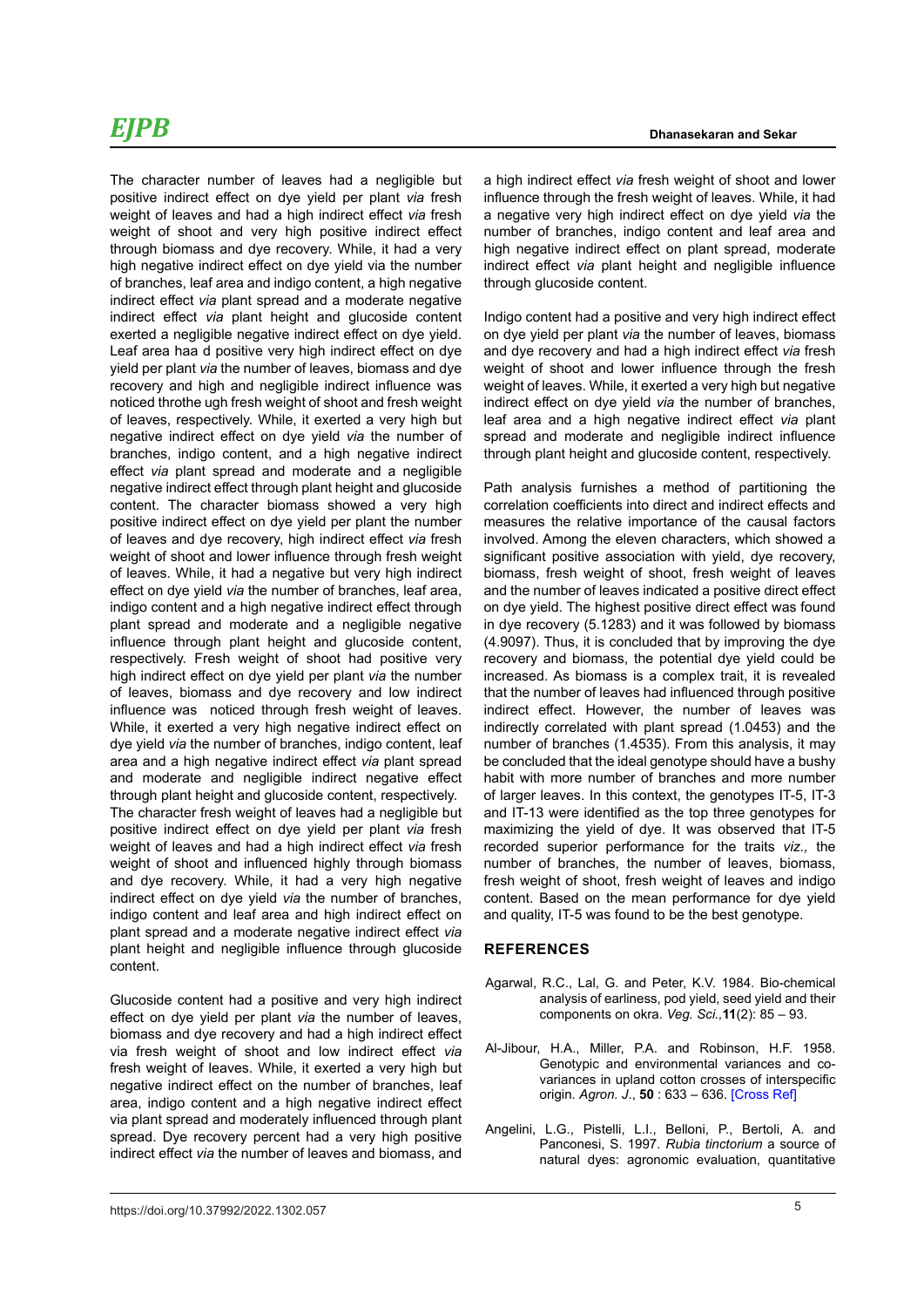The character number of leaves had a negligible but positive indirect effect on dye yield per plant *via* fresh weight of leaves and had a high indirect effect *via* fresh weight of shoot and very high positive indirect effect through biomass and dye recovery. While, it had a very high negative indirect effect on dye yield via the number of branches, leaf area and indigo content, a high negative indirect effect *via* plant spread and a moderate negative indirect effect *via* plant height and glucoside content exerted a negligible negative indirect effect on dye yield. Leaf area haa d positive very high indirect effect on dye yield per plant *via* the number of leaves, biomass and dye recovery and high and negligible indirect influence was noticed throthe ugh fresh weight of shoot and fresh weight of leaves, respectively. While, it exerted a very high but negative indirect effect on dye yield *via* the number of branches, indigo content, and a high negative indirect effect *via* plant spread and moderate and a negligible negative indirect effect through plant height and glucoside content. The character biomass showed a very high positive indirect effect on dye yield per plant the number of leaves and dye recovery, high indirect effect *via* fresh weight of shoot and lower influence through fresh weight of leaves. While, it had a negative but very high indirect effect on dye yield *via* the number of branches, leaf area, indigo content and a high negative indirect effect through plant spread and moderate and a negligible negative influence through plant height and glucoside content, respectively. Fresh weight of shoot had positive very high indirect effect on dye yield per plant *via* the number of leaves, biomass and dye recovery and low indirect influence was noticed through fresh weight of leaves. While, it exerted a very high negative indirect effect on dye yield *via* the number of branches, indigo content, leaf area and a high negative indirect effect *via* plant spread and moderate and negligible indirect negative effect through plant height and glucoside content, respectively. The character fresh weight of leaves had a negligible but positive indirect effect on dye yield per plant *via* fresh weight of leaves and had a high indirect effect *via* fresh weight of shoot and influenced highly through biomass and dye recovery. While, it had a very high negative indirect effect on dye yield *via* the number of branches, indigo content and leaf area and high indirect effect on plant spread and a moderate negative indirect effect *via* plant height and negligible influence through glucoside content.

Glucoside content had a positive and very high indirect effect on dye yield per plant *via* the number of leaves, biomass and dye recovery and had a high indirect effect via fresh weight of shoot and low indirect effect *via* fresh weight of leaves. While, it exerted a very high but negative indirect effect on the number of branches, leaf area, indigo content and a high negative indirect effect via plant spread and moderately influenced through plant spread. Dye recovery percent had a very high positive indirect effect *via* the number of leaves and biomass, and a high indirect effect *via* fresh weight of shoot and lower influence through the fresh weight of leaves. While, it had a negative very high indirect effect on dye yield *via* the number of branches, indigo content and leaf area and high negative indirect effect on plant spread, moderate negative indirect effect *via* plant height and negligible influence through glucoside content.

Indigo content had a positive and very high indirect effect on dye yield per plant *via* the number of leaves, biomass and dye recovery and had a high indirect effect *via* fresh weight of shoot and lower influence through the fresh weight of leaves. While, it exerted a very high but negative indirect effect on dye yield *via* the number of branches, leaf area and a high negative indirect effect *via* plant spread and moderate and negligible indirect influence through plant height and glucoside content, respectively.

Path analysis furnishes a method of partitioning the correlation coefficients into direct and indirect effects and measures the relative importance of the causal factors involved. Among the eleven characters, which showed a significant positive association with yield, dye recovery, biomass, fresh weight of shoot, fresh weight of leaves and the number of leaves indicated a positive direct effect on dye yield. The highest positive direct effect was found in dye recovery (5.1283) and it was followed by biomass (4.9097). Thus, it is concluded that by improving the dye recovery and biomass, the potential dye yield could be increased. As biomass is a complex trait, it is revealed that the number of leaves had influenced through positive indirect effect. However, the number of leaves was indirectly correlated with plant spread (1.0453) and the number of branches (1.4535). From this analysis, it may be concluded that the ideal genotype should have a bushy habit with more number of branches and more number of larger leaves. In this context, the genotypes IT-5, IT-3 and IT-13 were identified as the top three genotypes for maximizing the yield of dye. It was observed that IT-5 recorded superior performance for the traits *viz.,* the number of branches, the number of leaves, biomass, fresh weight of shoot, fresh weight of leaves and indigo content. Based on the mean performance for dye yield and quality, IT-5 was found to be the best genotype.

## REFERENCES

Agarwal, R.C., Lal, G. and Peter, K.V. 1984. Bio-chemical analysis of earliness, pod yield, seed yield and their components on okra. *Veg. Sci.,* **11**(2): 85 – 93.

Al-Jibour, H.A., Miller, P.A. and Robinson, H.F. 1958. Genotypic and environmental variances and co-variances in upland cotton crosses of interspecific origin. *Agron. J.*, **50** : 633 – 636. [Cross Ref]

Angelini, L.G., Pistelli, L.I., Belloni, P., Bertoli, A. and Panconesi, S. 1997. *Rubia tinctorium* a source of natural dyes: agronomic evaluation, quantitative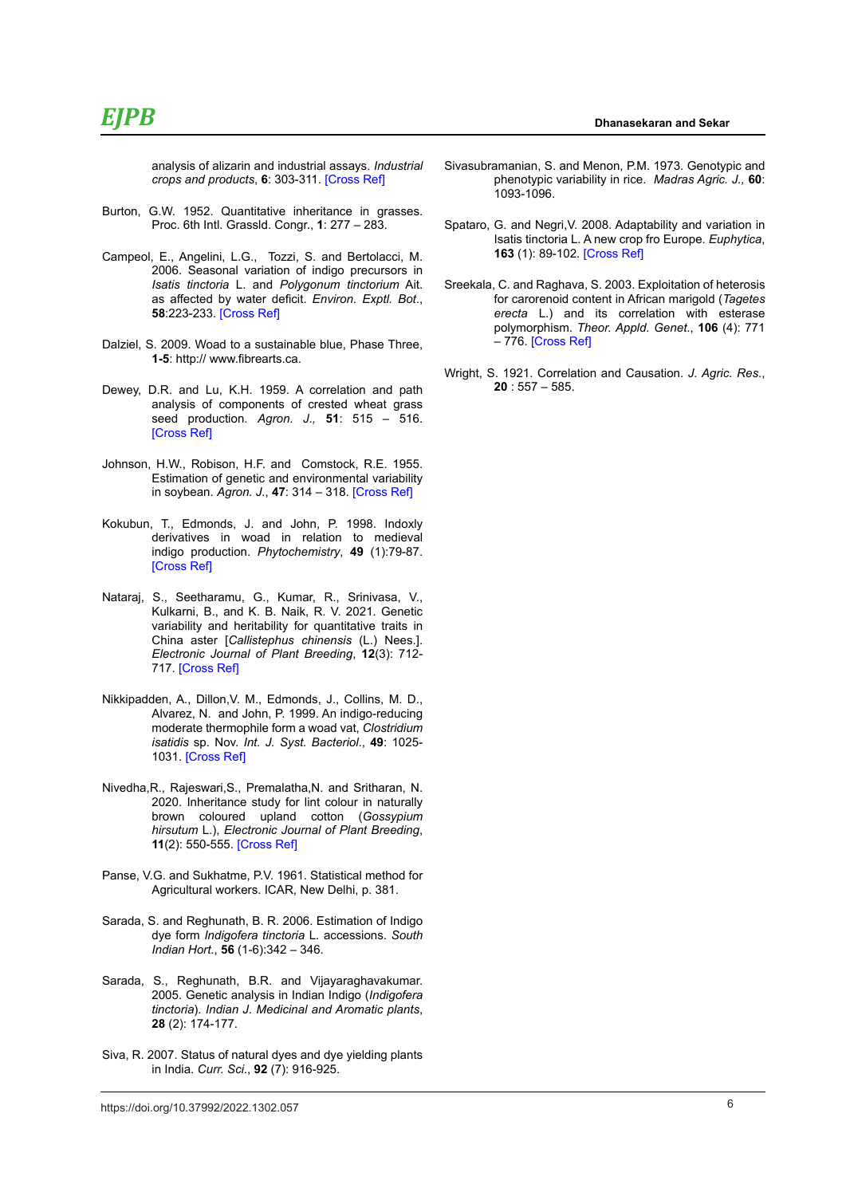analysis of alizarin and industrial assays. *Industrial crops and products*, **6**: 303-311. [Cross Ref]

Burton, G.W. 1952. Quantitative inheritance in grasses. Proc. 6th Intl. Grassld. Congr., **1**: 277 – 283.

Campeol, E., Angelini, L.G., Tozzi, S. and Bertolacci, M. 2006. Seasonal variation of indigo precursors in *Isatis tinctoria* L. and *Polygonum tinctorium* Ait. as affected by water deficit. *Environ. Exptl. Bot*., **58**:223-233. [Cross Ref]

Dalziel, S. 2009. Woad to a sustainable blue, Phase Three, **1-5**: http:// www.fibrearts.ca.

Dewey, D.R. and Lu, K.H. 1959. A correlation and path analysis of components of crested wheat grass seed production. *Agron. J.,* **51**: 515 – 516. [Cross Ref]

Johnson, H.W., Robison, H.F. and Comstock, R.E. 1955. Estimation of genetic and environmental variability in soybean. *Agron. J*., **47**: 314 – 318. [Cross Ref]

Kokubun, T., Edmonds, J. and John, P. 1998. Indoxly derivatives in woad in relation to medieval indigo production. *Phytochemistry*, **49** (1):79-87. [Cross Ref]

Nataraj, S., Seetharamu, G., Kumar, R., Srinivasa, V., Kulkarni, B., and K. B. Naik, R. V. 2021. Genetic variability and heritability for quantitative traits in China aster [*Callistephus chinensis* (L.) Nees.]. *Electronic Journal of Plant Breeding*, **12**(3): 712-717. [Cross Ref]

Nikkipadden, A., Dillon,V. M., Edmonds, J., Collins, M. D., Alvarez, N. and John, P. 1999. An indigo-reducing moderate thermophile form a woad vat, *Clostridium isatidis* sp. Nov. *Int. J. Syst. Bacteriol*., **49**: 1025-1031. [Cross Ref]

Nivedha,R., Rajeswari,S., Premalatha,N. and Sritharan, N. 2020. Inheritance study for lint colour in naturally brown coloured upland cotton (*Gossypium hirsutum* L.), *Electronic Journal of Plant Breeding*, **11**(2): 550-555. [Cross Ref]

Panse, V.G. and Sukhatme, P.V. 1961. Statistical method for Agricultural workers. ICAR, New Delhi, p. 381.

Sarada, S. and Reghunath, B. R. 2006. Estimation of Indigo dye form *Indigofera tinctoria* L. accessions. *South Indian Hort*., **56** (1-6):342 – 346.

Sarada, S., Reghunath, B.R. and Vijayaraghavakumar. 2005. Genetic analysis in Indian Indigo (*Indigofera tinctoria*). *Indian J. Medicinal and Aromatic plants*, **28** (2): 174-177.

Siva, R. 2007. Status of natural dyes and dye yielding plants in India. *Curr. Sci*., **92** (7): 916-925.

Sivasubramanian, S. and Menon, P.M. 1973. Genotypic and phenotypic variability in rice. *Madras Agric. J.,* **60**: 1093-1096.

Spataro, G. and Negri,V. 2008. Adaptability and variation in Isatis tinctoria L. A new crop fro Europe. *Euphytica*, **163** (1): 89-102. [Cross Ref]

Sreekala, C. and Raghava, S. 2003. Exploitation of heterosis for carorenoid content in African marigold (*Tagetes erecta* L.) and its correlation with esterase polymorphism. *Theor. Appld. Genet*., **106** (4): 771 – 776. [Cross Ref]

Wright, S. 1921. Correlation and Causation. *J. Agric. Res*., **20** : 557 – 585.